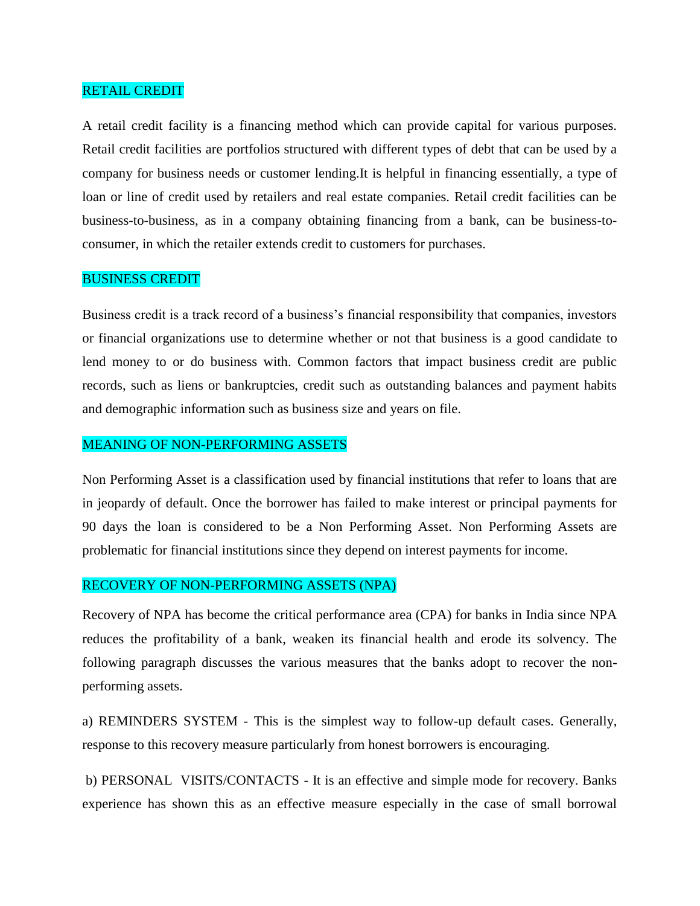## RETAIL CREDIT

A retail credit facility is a financing method which can provide capital for various purposes. Retail credit facilities are portfolios structured with different types of debt that can be used by a company for business needs or customer lending.It is helpful in financing essentially, a type of loan or line of credit used by retailers and real estate companies. Retail credit facilities can be business-to-business, as in a company obtaining financing from a bank, can be business-to-consumer, in which the retailer extends credit to customers for purchases.

## BUSINESS CREDIT

Business credit is a track record of a business's financial responsibility that companies, investors or financial organizations use to determine whether or not that business is a good candidate to lend money to or do business with. Common factors that impact business credit are public records, such as liens or bankruptcies, credit such as outstanding balances and payment habits and demographic information such as business size and years on file.

## MEANING OF NON-PERFORMING ASSETS

Non Performing Asset is a classification used by financial institutions that refer to loans that are in jeopardy of default. Once the borrower has failed to make interest or principal payments for 90 days the loan is considered to be a Non Performing Asset. Non Performing Assets are problematic for financial institutions since they depend on interest payments for income.

## RECOVERY OF NON-PERFORMING ASSETS (NPA)

Recovery of NPA has become the critical performance area (CPA) for banks in India since NPA reduces the profitability of a bank, weaken its financial health and erode its solvency. The following paragraph discusses the various measures that the banks adopt to recover the non-performing assets.

a) REMINDERS SYSTEM - This is the simplest way to follow-up default cases. Generally, response to this recovery measure particularly from honest borrowers is encouraging.

b) PERSONAL VISITS/CONTACTS - It is an effective and simple mode for recovery. Banks experience has shown this as an effective measure especially in the case of small borrowal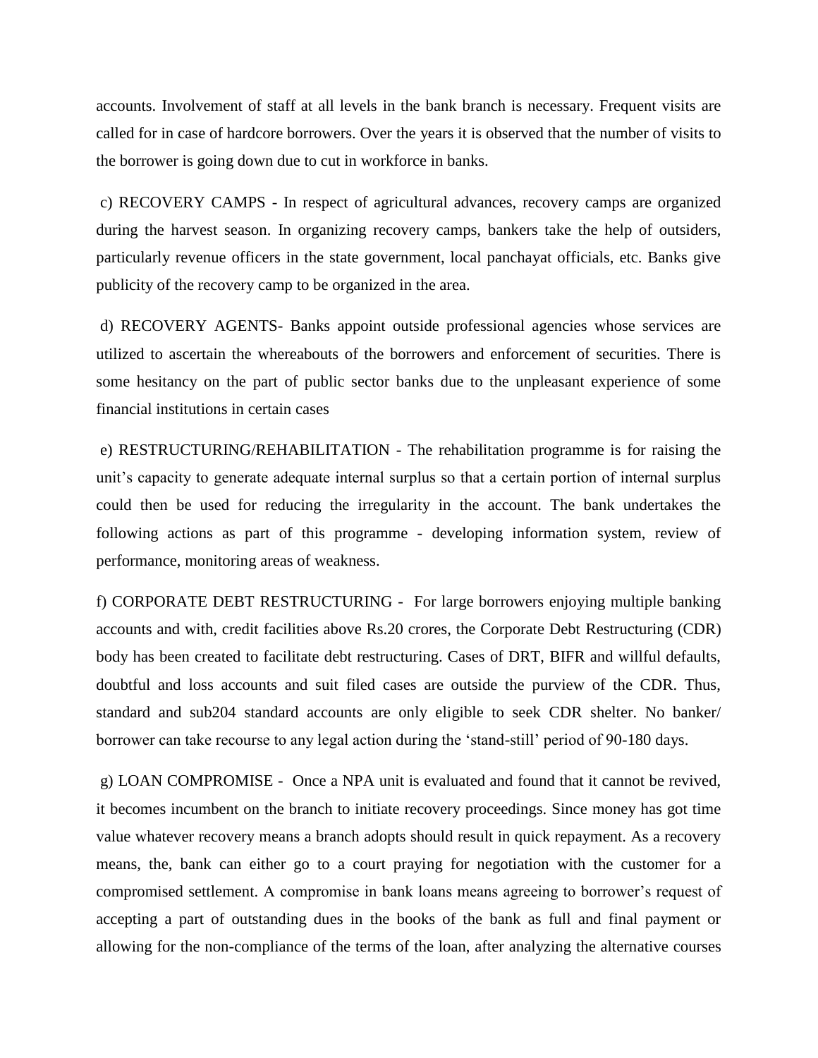accounts. Involvement of staff at all levels in the bank branch is necessary. Frequent visits are called for in case of hardcore borrowers. Over the years it is observed that the number of visits to the borrower is going down due to cut in workforce in banks.

c) RECOVERY CAMPS - In respect of agricultural advances, recovery camps are organized during the harvest season. In organizing recovery camps, bankers take the help of outsiders, particularly revenue officers in the state government, local panchayat officials, etc. Banks give publicity of the recovery camp to be organized in the area.

d) RECOVERY AGENTS- Banks appoint outside professional agencies whose services are utilized to ascertain the whereabouts of the borrowers and enforcement of securities. There is some hesitancy on the part of public sector banks due to the unpleasant experience of some financial institutions in certain cases

e) RESTRUCTURING/REHABILITATION - The rehabilitation programme is for raising the unit's capacity to generate adequate internal surplus so that a certain portion of internal surplus could then be used for reducing the irregularity in the account. The bank undertakes the following actions as part of this programme - developing information system, review of performance, monitoring areas of weakness.

f) CORPORATE DEBT RESTRUCTURING - For large borrowers enjoying multiple banking accounts and with, credit facilities above Rs.20 crores, the Corporate Debt Restructuring (CDR) body has been created to facilitate debt restructuring. Cases of DRT, BIFR and willful defaults, doubtful and loss accounts and suit filed cases are outside the purview of the CDR. Thus, standard and sub204 standard accounts are only eligible to seek CDR shelter. No banker/ borrower can take recourse to any legal action during the 'stand-still' period of 90-180 days.

g) LOAN COMPROMISE - Once a NPA unit is evaluated and found that it cannot be revived, it becomes incumbent on the branch to initiate recovery proceedings. Since money has got time value whatever recovery means a branch adopts should result in quick repayment. As a recovery means, the, bank can either go to a court praying for negotiation with the customer for a compromised settlement. A compromise in bank loans means agreeing to borrower's request of accepting a part of outstanding dues in the books of the bank as full and final payment or allowing for the non-compliance of the terms of the loan, after analyzing the alternative courses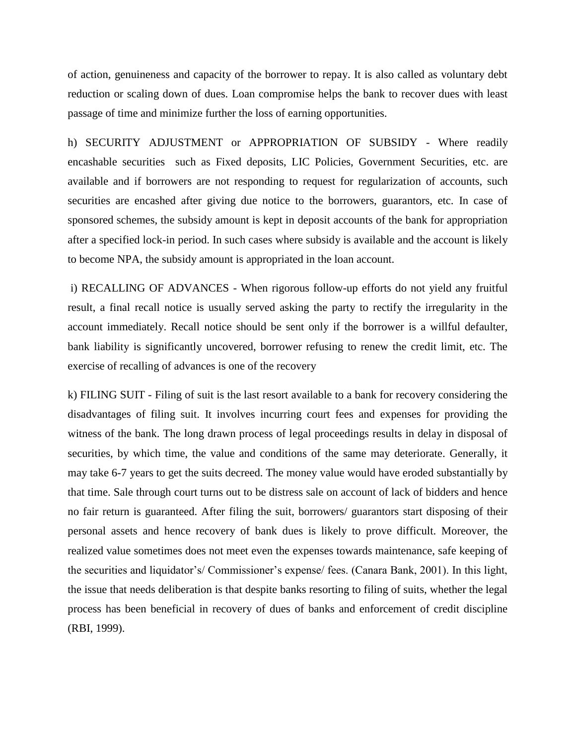of action, genuineness and capacity of the borrower to repay. It is also called as voluntary debt reduction or scaling down of dues. Loan compromise helps the bank to recover dues with least passage of time and minimize further the loss of earning opportunities.

h) SECURITY ADJUSTMENT or APPROPRIATION OF SUBSIDY - Where readily encashable securities such as Fixed deposits, LIC Policies, Government Securities, etc. are available and if borrowers are not responding to request for regularization of accounts, such securities are encashed after giving due notice to the borrowers, guarantors, etc. In case of sponsored schemes, the subsidy amount is kept in deposit accounts of the bank for appropriation after a specified lock-in period. In such cases where subsidy is available and the account is likely to become NPA, the subsidy amount is appropriated in the loan account.

i) RECALLING OF ADVANCES - When rigorous follow-up efforts do not yield any fruitful result, a final recall notice is usually served asking the party to rectify the irregularity in the account immediately. Recall notice should be sent only if the borrower is a willful defaulter, bank liability is significantly uncovered, borrower refusing to renew the credit limit, etc. The exercise of recalling of advances is one of the recovery

k) FILING SUIT - Filing of suit is the last resort available to a bank for recovery considering the disadvantages of filing suit. It involves incurring court fees and expenses for providing the witness of the bank. The long drawn process of legal proceedings results in delay in disposal of securities, by which time, the value and conditions of the same may deteriorate. Generally, it may take 6-7 years to get the suits decreed. The money value would have eroded substantially by that time. Sale through court turns out to be distress sale on account of lack of bidders and hence no fair return is guaranteed. After filing the suit, borrowers/ guarantors start disposing of their personal assets and hence recovery of bank dues is likely to prove difficult. Moreover, the realized value sometimes does not meet even the expenses towards maintenance, safe keeping of the securities and liquidator's/ Commissioner's expense/ fees. (Canara Bank, 2001). In this light, the issue that needs deliberation is that despite banks resorting to filing of suits, whether the legal process has been beneficial in recovery of dues of banks and enforcement of credit discipline (RBI, 1999).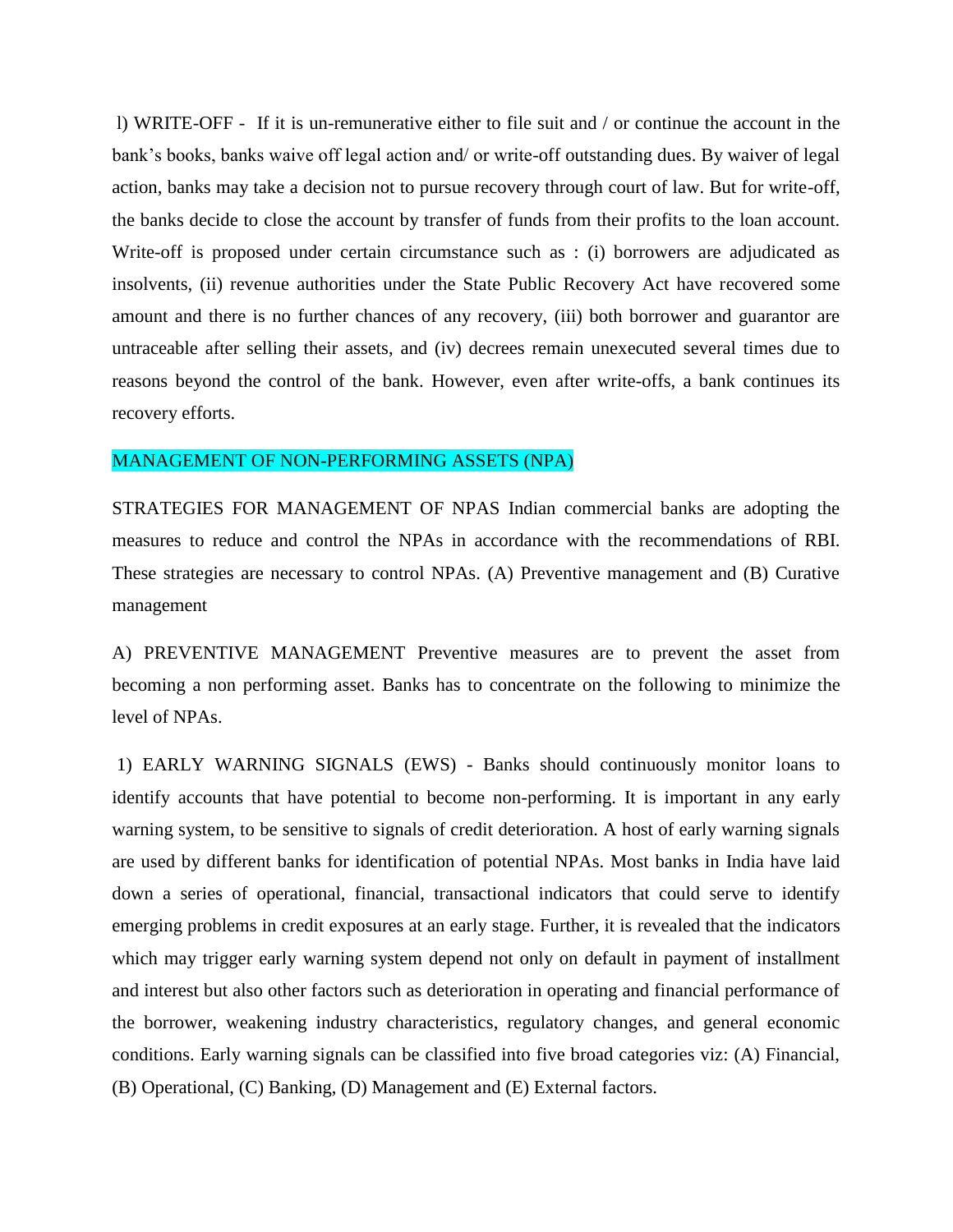l) WRITE-OFF - If it is un-remunerative either to file suit and / or continue the account in the bank's books, banks waive off legal action and/ or write-off outstanding dues. By waiver of legal action, banks may take a decision not to pursue recovery through court of law. But for write-off, the banks decide to close the account by transfer of funds from their profits to the loan account. Write-off is proposed under certain circumstance such as : (i) borrowers are adjudicated as insolvents, (ii) revenue authorities under the State Public Recovery Act have recovered some amount and there is no further chances of any recovery, (iii) both borrower and guarantor are untraceable after selling their assets, and (iv) decrees remain unexecuted several times due to reasons beyond the control of the bank. However, even after write-offs, a bank continues its recovery efforts.

## MANAGEMENT OF NON-PERFORMING ASSETS (NPA)

STRATEGIES FOR MANAGEMENT OF NPAS Indian commercial banks are adopting the measures to reduce and control the NPAs in accordance with the recommendations of RBI. These strategies are necessary to control NPAs. (A) Preventive management and (B) Curative management

A) PREVENTIVE MANAGEMENT Preventive measures are to prevent the asset from becoming a non performing asset. Banks has to concentrate on the following to minimize the level of NPAs.

1) EARLY WARNING SIGNALS (EWS) - Banks should continuously monitor loans to identify accounts that have potential to become non-performing. It is important in any early warning system, to be sensitive to signals of credit deterioration. A host of early warning signals are used by different banks for identification of potential NPAs. Most banks in India have laid down a series of operational, financial, transactional indicators that could serve to identify emerging problems in credit exposures at an early stage. Further, it is revealed that the indicators which may trigger early warning system depend not only on default in payment of installment and interest but also other factors such as deterioration in operating and financial performance of the borrower, weakening industry characteristics, regulatory changes, and general economic conditions. Early warning signals can be classified into five broad categories viz: (A) Financial, (B) Operational, (C) Banking, (D) Management and (E) External factors.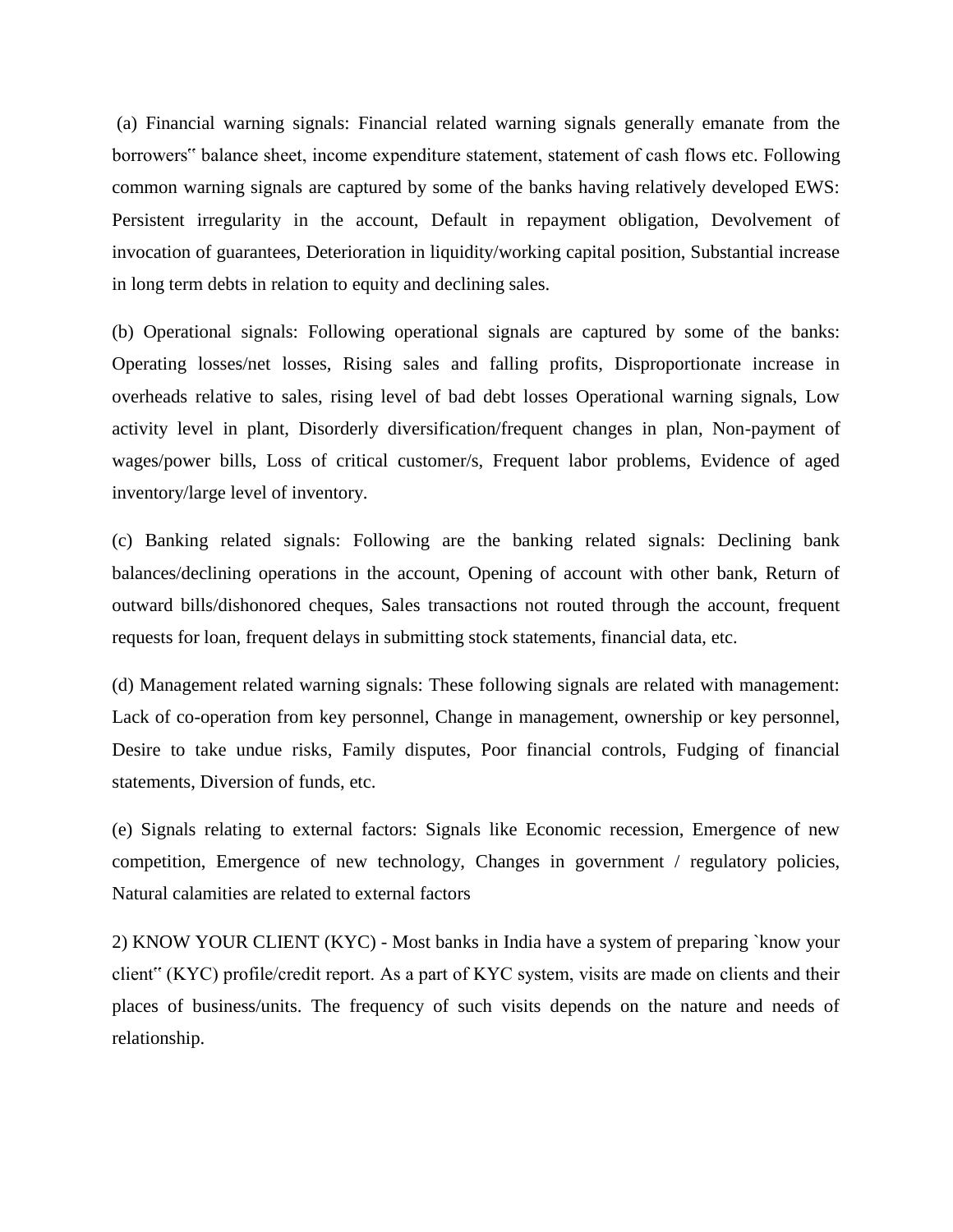(a) Financial warning signals: Financial related warning signals generally emanate from the borrowers‟ balance sheet, income expenditure statement, statement of cash flows etc. Following common warning signals are captured by some of the banks having relatively developed EWS: Persistent irregularity in the account, Default in repayment obligation, Devolvement of invocation of guarantees, Deterioration in liquidity/working capital position, Substantial increase in long term debts in relation to equity and declining sales.

(b) Operational signals: Following operational signals are captured by some of the banks: Operating losses/net losses, Rising sales and falling profits, Disproportionate increase in overheads relative to sales, rising level of bad debt losses Operational warning signals, Low activity level in plant, Disorderly diversification/frequent changes in plan, Non-payment of wages/power bills, Loss of critical customer/s, Frequent labor problems, Evidence of aged inventory/large level of inventory.

(c) Banking related signals: Following are the banking related signals: Declining bank balances/declining operations in the account, Opening of account with other bank, Return of outward bills/dishonored cheques, Sales transactions not routed through the account, frequent requests for loan, frequent delays in submitting stock statements, financial data, etc.

(d) Management related warning signals: These following signals are related with management: Lack of co-operation from key personnel, Change in management, ownership or key personnel, Desire to take undue risks, Family disputes, Poor financial controls, Fudging of financial statements, Diversion of funds, etc.

(e) Signals relating to external factors: Signals like Economic recession, Emergence of new competition, Emergence of new technology, Changes in government / regulatory policies, Natural calamities are related to external factors

2) KNOW YOUR CLIENT (KYC) - Most banks in India have a system of preparing `know your client‟ (KYC) profile/credit report. As a part of KYC system, visits are made on clients and their places of business/units. The frequency of such visits depends on the nature and needs of relationship.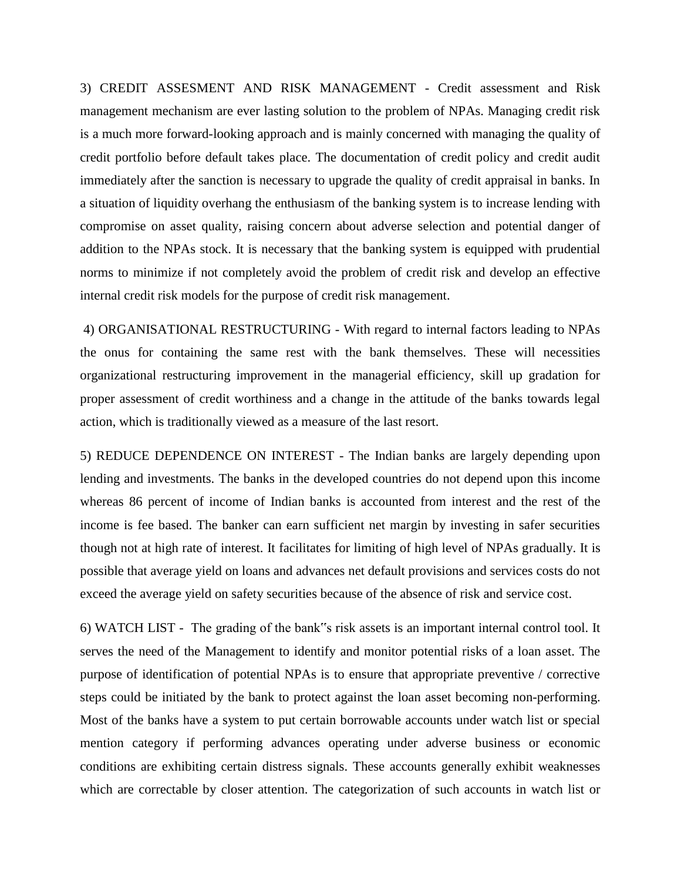3) CREDIT ASSESMENT AND RISK MANAGEMENT - Credit assessment and Risk management mechanism are ever lasting solution to the problem of NPAs. Managing credit risk is a much more forward-looking approach and is mainly concerned with managing the quality of credit portfolio before default takes place. The documentation of credit policy and credit audit immediately after the sanction is necessary to upgrade the quality of credit appraisal in banks. In a situation of liquidity overhang the enthusiasm of the banking system is to increase lending with compromise on asset quality, raising concern about adverse selection and potential danger of addition to the NPAs stock. It is necessary that the banking system is equipped with prudential norms to minimize if not completely avoid the problem of credit risk and develop an effective internal credit risk models for the purpose of credit risk management.

4) ORGANISATIONAL RESTRUCTURING - With regard to internal factors leading to NPAs the onus for containing the same rest with the bank themselves. These will necessities organizational restructuring improvement in the managerial efficiency, skill up gradation for proper assessment of credit worthiness and a change in the attitude of the banks towards legal action, which is traditionally viewed as a measure of the last resort.

5) REDUCE DEPENDENCE ON INTEREST - The Indian banks are largely depending upon lending and investments. The banks in the developed countries do not depend upon this income whereas 86 percent of income of Indian banks is accounted from interest and the rest of the income is fee based. The banker can earn sufficient net margin by investing in safer securities though not at high rate of interest. It facilitates for limiting of high level of NPAs gradually. It is possible that average yield on loans and advances net default provisions and services costs do not exceed the average yield on safety securities because of the absence of risk and service cost.

6) WATCH LIST - The grading of the bank‟s risk assets is an important internal control tool. It serves the need of the Management to identify and monitor potential risks of a loan asset. The purpose of identification of potential NPAs is to ensure that appropriate preventive / corrective steps could be initiated by the bank to protect against the loan asset becoming non-performing. Most of the banks have a system to put certain borrowable accounts under watch list or special mention category if performing advances operating under adverse business or economic conditions are exhibiting certain distress signals. These accounts generally exhibit weaknesses which are correctable by closer attention. The categorization of such accounts in watch list or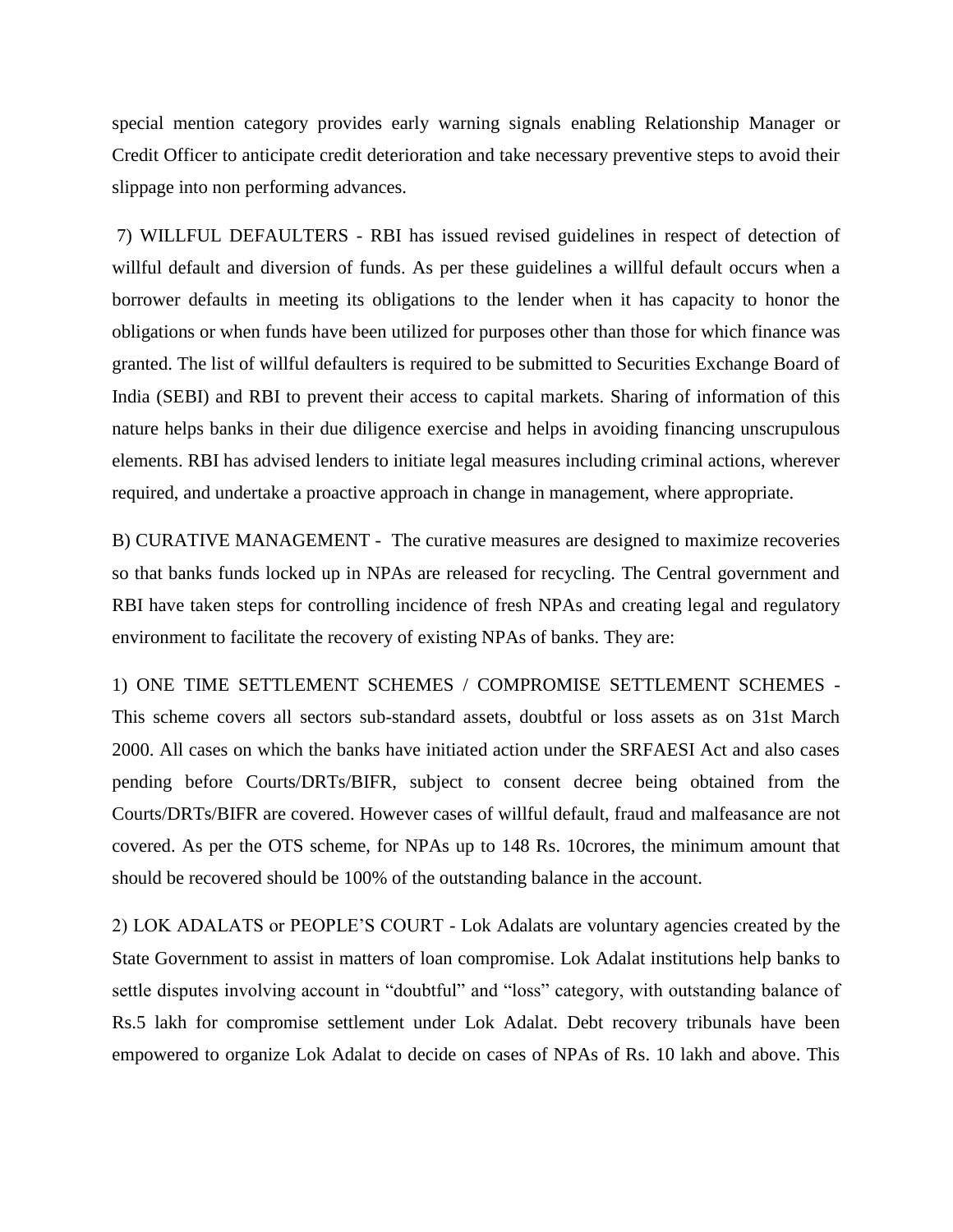special mention category provides early warning signals enabling Relationship Manager or Credit Officer to anticipate credit deterioration and take necessary preventive steps to avoid their slippage into non performing advances.

7) WILLFUL DEFAULTERS - RBI has issued revised guidelines in respect of detection of willful default and diversion of funds. As per these guidelines a willful default occurs when a borrower defaults in meeting its obligations to the lender when it has capacity to honor the obligations or when funds have been utilized for purposes other than those for which finance was granted. The list of willful defaulters is required to be submitted to Securities Exchange Board of India (SEBI) and RBI to prevent their access to capital markets. Sharing of information of this nature helps banks in their due diligence exercise and helps in avoiding financing unscrupulous elements. RBI has advised lenders to initiate legal measures including criminal actions, wherever required, and undertake a proactive approach in change in management, where appropriate.

B) CURATIVE MANAGEMENT - The curative measures are designed to maximize recoveries so that banks funds locked up in NPAs are released for recycling. The Central government and RBI have taken steps for controlling incidence of fresh NPAs and creating legal and regulatory environment to facilitate the recovery of existing NPAs of banks. They are:

1) ONE TIME SETTLEMENT SCHEMES / COMPROMISE SETTLEMENT SCHEMES - This scheme covers all sectors sub-standard assets, doubtful or loss assets as on 31st March 2000. All cases on which the banks have initiated action under the SRFAESI Act and also cases pending before Courts/DRTs/BIFR, subject to consent decree being obtained from the Courts/DRTs/BIFR are covered. However cases of willful default, fraud and malfeasance are not covered. As per the OTS scheme, for NPAs up to 148 Rs. 10crores, the minimum amount that should be recovered should be 100% of the outstanding balance in the account.

2) LOK ADALATS or PEOPLE'S COURT - Lok Adalats are voluntary agencies created by the State Government to assist in matters of loan compromise. Lok Adalat institutions help banks to settle disputes involving account in "doubtful" and "loss" category, with outstanding balance of Rs.5 lakh for compromise settlement under Lok Adalat. Debt recovery tribunals have been empowered to organize Lok Adalat to decide on cases of NPAs of Rs. 10 lakh and above. This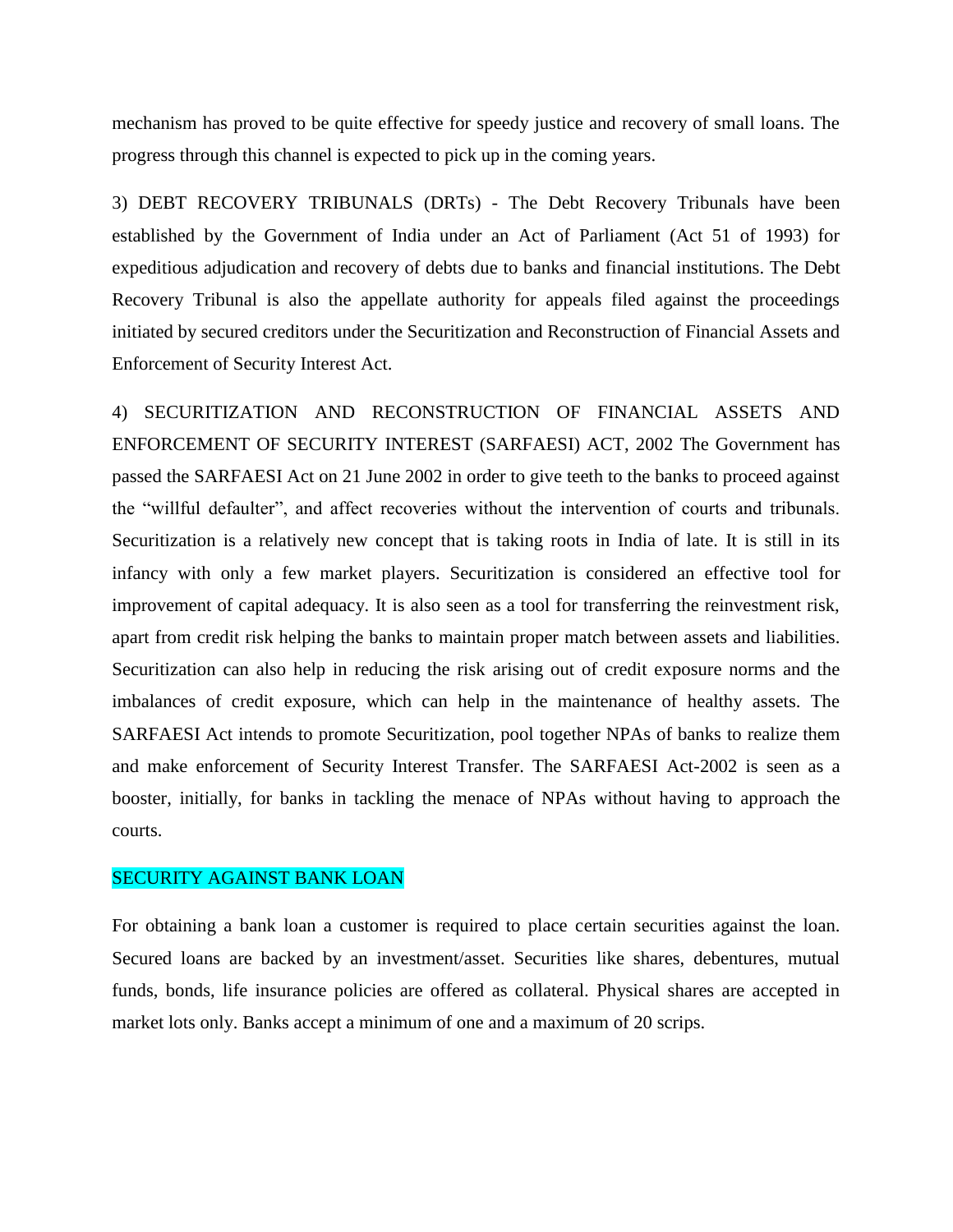mechanism has proved to be quite effective for speedy justice and recovery of small loans. The progress through this channel is expected to pick up in the coming years.

3) DEBT RECOVERY TRIBUNALS (DRTs) - The Debt Recovery Tribunals have been established by the Government of India under an Act of Parliament (Act 51 of 1993) for expeditious adjudication and recovery of debts due to banks and financial institutions. The Debt Recovery Tribunal is also the appellate authority for appeals filed against the proceedings initiated by secured creditors under the Securitization and Reconstruction of Financial Assets and Enforcement of Security Interest Act.

4) SECURITIZATION AND RECONSTRUCTION OF FINANCIAL ASSETS AND ENFORCEMENT OF SECURITY INTEREST (SARFAESI) ACT, 2002 The Government has passed the SARFAESI Act on 21 June 2002 in order to give teeth to the banks to proceed against the "willful defaulter", and affect recoveries without the intervention of courts and tribunals. Securitization is a relatively new concept that is taking roots in India of late. It is still in its infancy with only a few market players. Securitization is considered an effective tool for improvement of capital adequacy. It is also seen as a tool for transferring the reinvestment risk, apart from credit risk helping the banks to maintain proper match between assets and liabilities. Securitization can also help in reducing the risk arising out of credit exposure norms and the imbalances of credit exposure, which can help in the maintenance of healthy assets. The SARFAESI Act intends to promote Securitization, pool together NPAs of banks to realize them and make enforcement of Security Interest Transfer. The SARFAESI Act-2002 is seen as a booster, initially, for banks in tackling the menace of NPAs without having to approach the courts.

## SECURITY AGAINST BANK LOAN

For obtaining a bank loan a customer is required to place certain securities against the loan. Secured loans are backed by an investment/asset. Securities like shares, debentures, mutual funds, bonds, life insurance policies are offered as collateral. Physical shares are accepted in market lots only. Banks accept a minimum of one and a maximum of 20 scrips.